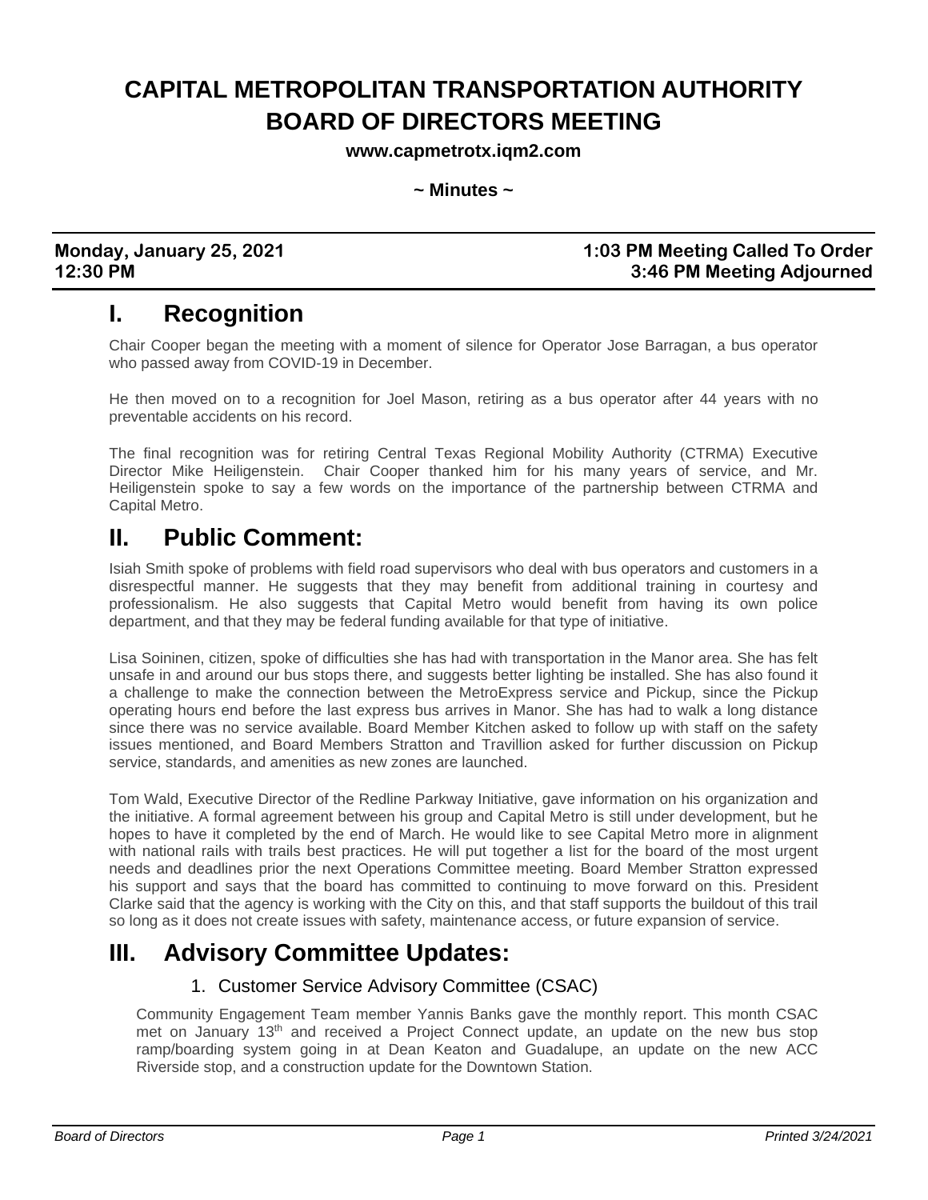# CAPITAL METROPOLITAN TRANSPORTATION AUTHORITY BOARD OF DIRECTORS MEETING

**www.capmetrotx.iqm2.com**

**~ Minutes ~**

| **Monday, January 25, 2021** | **1:03 PM Meeting Called To Order** |
|---|---|
| **12:30 PM** | **3:46 PM Meeting Adjourned** |

## I. Recognition

Chair Cooper began the meeting with a moment of silence for Operator Jose Barragan, a bus operator who passed away from COVID-19 in December.

He then moved on to a recognition for Joel Mason, retiring as a bus operator after 44 years with no preventable accidents on his record.

The final recognition was for retiring Central Texas Regional Mobility Authority (CTRMA) Executive Director Mike Heiligenstein. Chair Cooper thanked him for his many years of service, and Mr. Heiligenstein spoke to say a few words on the importance of the partnership between CTRMA and Capital Metro.

## II. Public Comment:

Isiah Smith spoke of problems with field road supervisors who deal with bus operators and customers in a disrespectful manner. He suggests that they may benefit from additional training in courtesy and professionalism. He also suggests that Capital Metro would benefit from having its own police department, and that they may be federal funding available for that type of initiative.

Lisa Soininen, citizen, spoke of difficulties she has had with transportation in the Manor area. She has felt unsafe in and around our bus stops there, and suggests better lighting be installed. She has also found it a challenge to make the connection between the MetroExpress service and Pickup, since the Pickup operating hours end before the last express bus arrives in Manor. She has had to walk a long distance since there was no service available. Board Member Kitchen asked to follow up with staff on the safety issues mentioned, and Board Members Stratton and Travillion asked for further discussion on Pickup service, standards, and amenities as new zones are launched.

Tom Wald, Executive Director of the Redline Parkway Initiative, gave information on his organization and the initiative. A formal agreement between his group and Capital Metro is still under development, but he hopes to have it completed by the end of March. He would like to see Capital Metro more in alignment with national rails with trails best practices. He will put together a list for the board of the most urgent needs and deadlines prior the next Operations Committee meeting. Board Member Stratton expressed his support and says that the board has committed to continuing to move forward on this. President Clarke said that the agency is working with the City on this, and that staff supports the buildout of this trail so long as it does not create issues with safety, maintenance access, or future expansion of service.

## III. Advisory Committee Updates:

### 1. Customer Service Advisory Committee (CSAC)

Community Engagement Team member Yannis Banks gave the monthly report. This month CSAC met on January 13th and received a Project Connect update, an update on the new bus stop ramp/boarding system going in at Dean Keaton and Guadalupe, an update on the new ACC Riverside stop, and a construction update for the Downtown Station.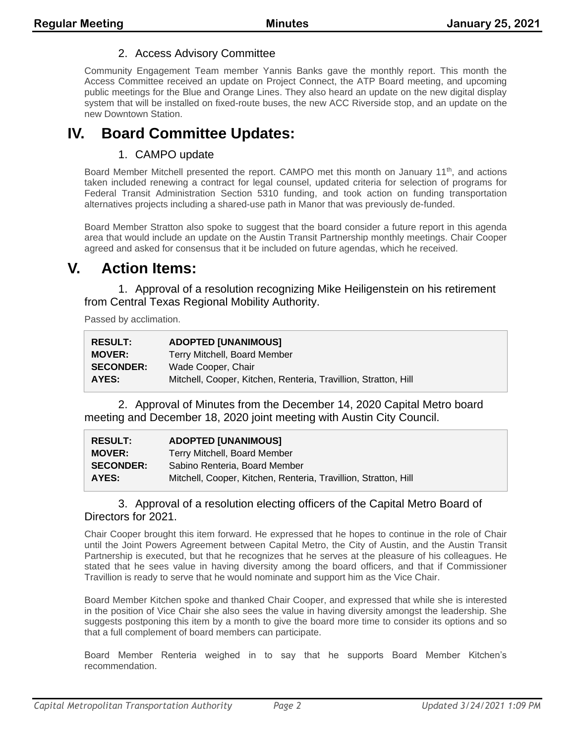### 2. Access Advisory Committee

Community Engagement Team member Yannis Banks gave the monthly report. This month the Access Committee received an update on Project Connect, the ATP Board meeting, and upcoming public meetings for the Blue and Orange Lines. They also heard an update on the new digital display system that will be installed on fixed-route buses, the new ACC Riverside stop, and an update on the new Downtown Station.

# IV. Board Committee Updates:

### 1. CAMPO update

Board Member Mitchell presented the report. CAMPO met this month on January 11th, and actions taken included renewing a contract for legal counsel, updated criteria for selection of programs for Federal Transit Administration Section 5310 funding, and took action on funding transportation alternatives projects including a shared-use path in Manor that was previously de-funded.

Board Member Stratton also spoke to suggest that the board consider a future report in this agenda area that would include an update on the Austin Transit Partnership monthly meetings. Chair Cooper agreed and asked for consensus that it be included on future agendas, which he received.

# V. Action Items:

### 1. Approval of a resolution recognizing Mike Heiligenstein on his retirement from Central Texas Regional Mobility Authority.

Passed by acclimation.

| | |
|---|---|
| **RESULT:** | **ADOPTED [UNANIMOUS]** |
| **MOVER:** | Terry Mitchell, Board Member |
| **SECONDER:** | Wade Cooper, Chair |
| **AYES:** | Mitchell, Cooper, Kitchen, Renteria, Travillion, Stratton, Hill |

### 2. Approval of Minutes from the December 14, 2020 Capital Metro board meeting and December 18, 2020 joint meeting with Austin City Council.

| | |
|---|---|
| **RESULT:** | **ADOPTED [UNANIMOUS]** |
| **MOVER:** | Terry Mitchell, Board Member |
| **SECONDER:** | Sabino Renteria, Board Member |
| **AYES:** | Mitchell, Cooper, Kitchen, Renteria, Travillion, Stratton, Hill |

### 3. Approval of a resolution electing officers of the Capital Metro Board of Directors for 2021.

Chair Cooper brought this item forward. He expressed that he hopes to continue in the role of Chair until the Joint Powers Agreement between Capital Metro, the City of Austin, and the Austin Transit Partnership is executed, but that he recognizes that he serves at the pleasure of his colleagues. He stated that he sees value in having diversity among the board officers, and that if Commissioner Travillion is ready to serve that he would nominate and support him as the Vice Chair.

Board Member Kitchen spoke and thanked Chair Cooper, and expressed that while she is interested in the position of Vice Chair she also sees the value in having diversity amongst the leadership. She suggests postponing this item by a month to give the board more time to consider its options and so that a full complement of board members can participate.

Board Member Renteria weighed in to say that he supports Board Member Kitchen's recommendation.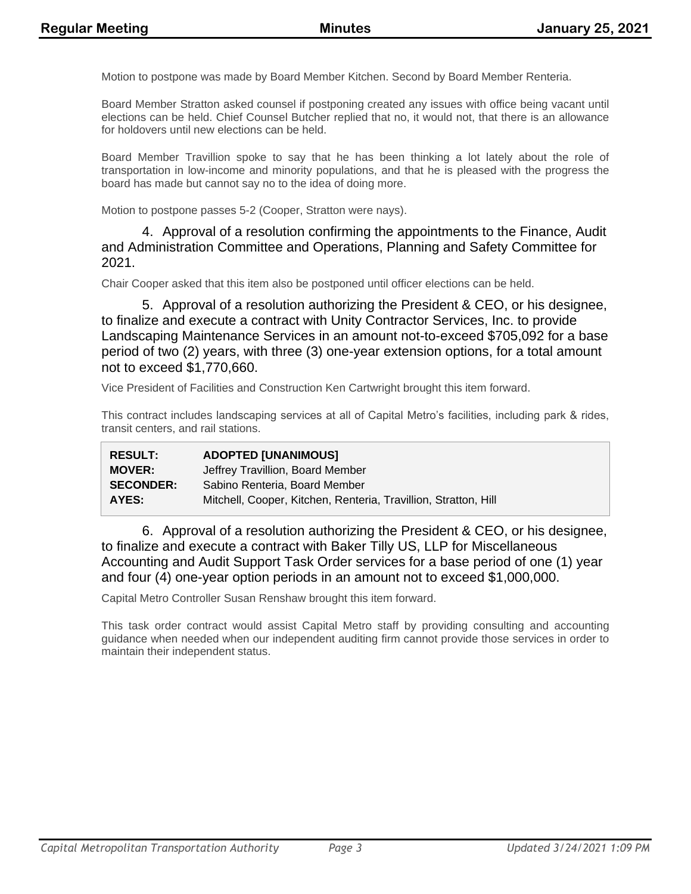Motion to postpone was made by Board Member Kitchen. Second by Board Member Renteria.

Board Member Stratton asked counsel if postponing created any issues with office being vacant until elections can be held. Chief Counsel Butcher replied that no, it would not, that there is an allowance for holdovers until new elections can be held.

Board Member Travillion spoke to say that he has been thinking a lot lately about the role of transportation in low-income and minority populations, and that he is pleased with the progress the board has made but cannot say no to the idea of doing more.

Motion to postpone passes 5-2 (Cooper, Stratton were nays).

4. Approval of a resolution confirming the appointments to the Finance, Audit and Administration Committee and Operations, Planning and Safety Committee for 2021.

Chair Cooper asked that this item also be postponed until officer elections can be held.

5. Approval of a resolution authorizing the President & CEO, or his designee, to finalize and execute a contract with Unity Contractor Services, Inc. to provide Landscaping Maintenance Services in an amount not-to-exceed $705,092 for a base period of two (2) years, with three (3) one-year extension options, for a total amount not to exceed $1,770,660.

Vice President of Facilities and Construction Ken Cartwright brought this item forward.

This contract includes landscaping services at all of Capital Metro's facilities, including park & rides, transit centers, and rail stations.

| | |
|---|---|
| **RESULT:** | **ADOPTED [UNANIMOUS]** |
| **MOVER:** | Jeffrey Travillion, Board Member |
| **SECONDER:** | Sabino Renteria, Board Member |
| **AYES:** | Mitchell, Cooper, Kitchen, Renteria, Travillion, Stratton, Hill |

6. Approval of a resolution authorizing the President & CEO, or his designee, to finalize and execute a contract with Baker Tilly US, LLP for Miscellaneous Accounting and Audit Support Task Order services for a base period of one (1) year and four (4) one-year option periods in an amount not to exceed $1,000,000.

Capital Metro Controller Susan Renshaw brought this item forward.

This task order contract would assist Capital Metro staff by providing consulting and accounting guidance when needed when our independent auditing firm cannot provide those services in order to maintain their independent status.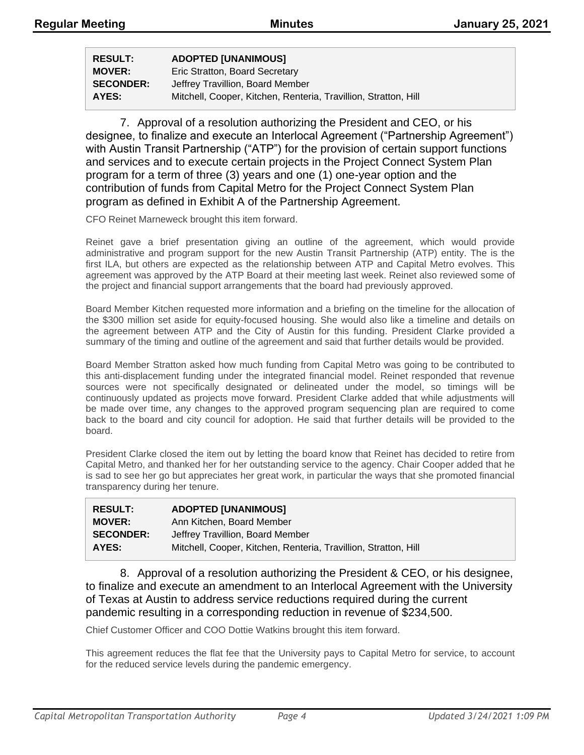| RESULT: | ADOPTED [UNANIMOUS] |
|---|---|
| MOVER: | Eric Stratton, Board Secretary |
| SECONDER: | Jeffrey Travillion, Board Member |
| AYES: | Mitchell, Cooper, Kitchen, Renteria, Travillion, Stratton, Hill |

7. Approval of a resolution authorizing the President and CEO, or his designee, to finalize and execute an Interlocal Agreement ("Partnership Agreement") with Austin Transit Partnership ("ATP") for the provision of certain support functions and services and to execute certain projects in the Project Connect System Plan program for a term of three (3) years and one (1) one-year option and the contribution of funds from Capital Metro for the Project Connect System Plan program as defined in Exhibit A of the Partnership Agreement.

CFO Reinet Marneweck brought this item forward.

Reinet gave a brief presentation giving an outline of the agreement, which would provide administrative and program support for the new Austin Transit Partnership (ATP) entity. The is the first ILA, but others are expected as the relationship between ATP and Capital Metro evolves. This agreement was approved by the ATP Board at their meeting last week. Reinet also reviewed some of the project and financial support arrangements that the board had previously approved.

Board Member Kitchen requested more information and a briefing on the timeline for the allocation of the $300 million set aside for equity-focused housing. She would also like a timeline and details on the agreement between ATP and the City of Austin for this funding. President Clarke provided a summary of the timing and outline of the agreement and said that further details would be provided.

Board Member Stratton asked how much funding from Capital Metro was going to be contributed to this anti-displacement funding under the integrated financial model. Reinet responded that revenue sources were not specifically designated or delineated under the model, so timings will be continuously updated as projects move forward. President Clarke added that while adjustments will be made over time, any changes to the approved program sequencing plan are required to come back to the board and city council for adoption. He said that further details will be provided to the board.

President Clarke closed the item out by letting the board know that Reinet has decided to retire from Capital Metro, and thanked her for her outstanding service to the agency. Chair Cooper added that he is sad to see her go but appreciates her great work, in particular the ways that she promoted financial transparency during her tenure.

| RESULT: | ADOPTED [UNANIMOUS] |
|---|---|
| MOVER: | Ann Kitchen, Board Member |
| SECONDER: | Jeffrey Travillion, Board Member |
| AYES: | Mitchell, Cooper, Kitchen, Renteria, Travillion, Stratton, Hill |

8. Approval of a resolution authorizing the President & CEO, or his designee, to finalize and execute an amendment to an Interlocal Agreement with the University of Texas at Austin to address service reductions required during the current pandemic resulting in a corresponding reduction in revenue of $234,500.

Chief Customer Officer and COO Dottie Watkins brought this item forward.

This agreement reduces the flat fee that the University pays to Capital Metro for service, to account for the reduced service levels during the pandemic emergency.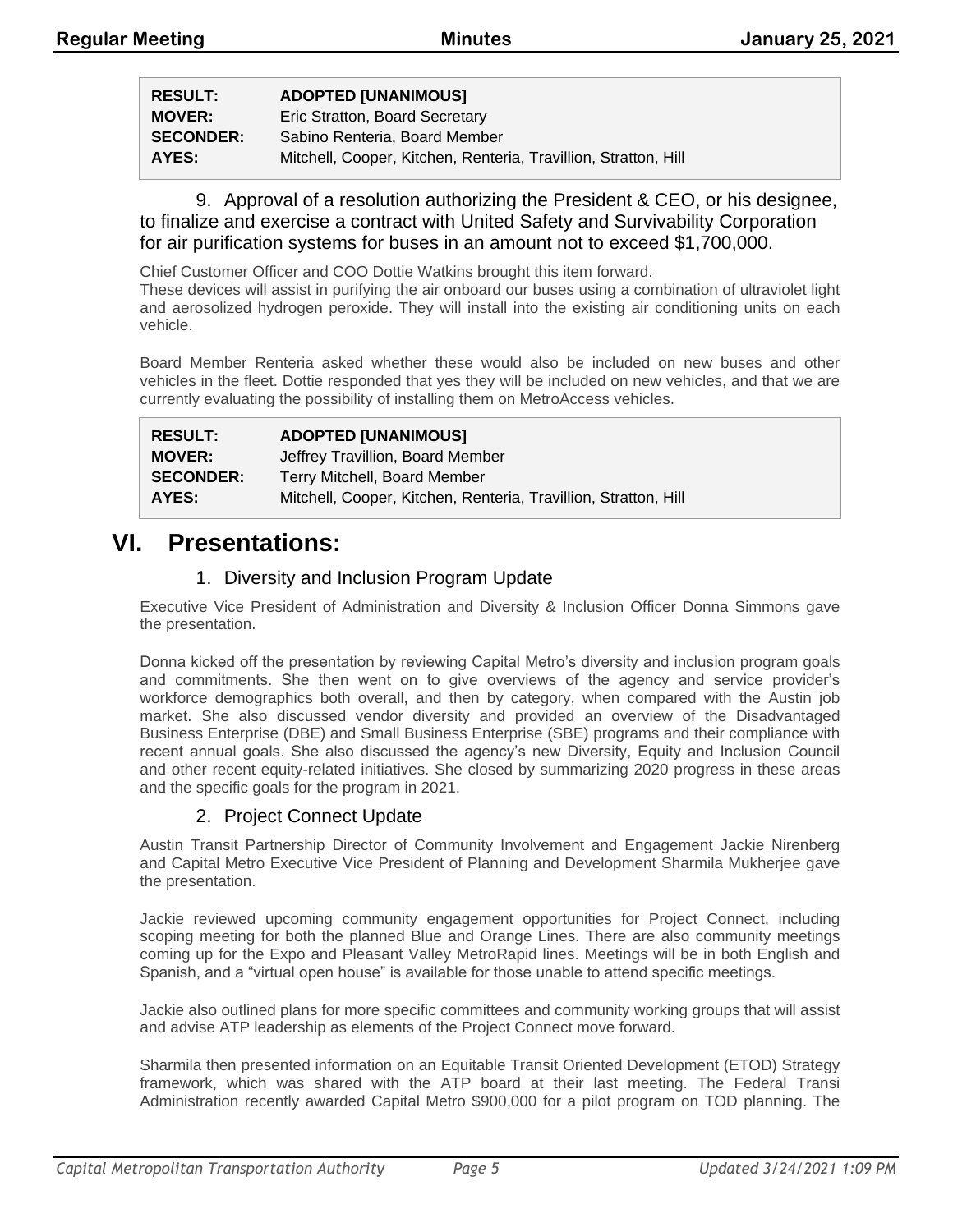| | |
|---|---|
| **RESULT:** | **ADOPTED [UNANIMOUS]** |
| **MOVER:** | Eric Stratton, Board Secretary |
| **SECONDER:** | Sabino Renteria, Board Member |
| **AYES:** | Mitchell, Cooper, Kitchen, Renteria, Travillion, Stratton, Hill |

9. Approval of a resolution authorizing the President & CEO, or his designee, to finalize and exercise a contract with United Safety and Survivability Corporation for air purification systems for buses in an amount not to exceed $1,700,000.

Chief Customer Officer and COO Dottie Watkins brought this item forward.
These devices will assist in purifying the air onboard our buses using a combination of ultraviolet light and aerosolized hydrogen peroxide. They will install into the existing air conditioning units on each vehicle.

Board Member Renteria asked whether these would also be included on new buses and other vehicles in the fleet. Dottie responded that yes they will be included on new vehicles, and that we are currently evaluating the possibility of installing them on MetroAccess vehicles.

| | |
|---|---|
| **RESULT:** | **ADOPTED [UNANIMOUS]** |
| **MOVER:** | Jeffrey Travillion, Board Member |
| **SECONDER:** | Terry Mitchell, Board Member |
| **AYES:** | Mitchell, Cooper, Kitchen, Renteria, Travillion, Stratton, Hill |

# VI. Presentations:

## 1. Diversity and Inclusion Program Update

Executive Vice President of Administration and Diversity & Inclusion Officer Donna Simmons gave the presentation.

Donna kicked off the presentation by reviewing Capital Metro's diversity and inclusion program goals and commitments. She then went on to give overviews of the agency and service provider's workforce demographics both overall, and then by category, when compared with the Austin job market. She also discussed vendor diversity and provided an overview of the Disadvantaged Business Enterprise (DBE) and Small Business Enterprise (SBE) programs and their compliance with recent annual goals. She also discussed the agency's new Diversity, Equity and Inclusion Council and other recent equity-related initiatives. She closed by summarizing 2020 progress in these areas and the specific goals for the program in 2021.

## 2. Project Connect Update

Austin Transit Partnership Director of Community Involvement and Engagement Jackie Nirenberg and Capital Metro Executive Vice President of Planning and Development Sharmila Mukherjee gave the presentation.

Jackie reviewed upcoming community engagement opportunities for Project Connect, including scoping meeting for both the planned Blue and Orange Lines. There are also community meetings coming up for the Expo and Pleasant Valley MetroRapid lines. Meetings will be in both English and Spanish, and a "virtual open house" is available for those unable to attend specific meetings.

Jackie also outlined plans for more specific committees and community working groups that will assist and advise ATP leadership as elements of the Project Connect move forward.

Sharmila then presented information on an Equitable Transit Oriented Development (ETOD) Strategy framework, which was shared with the ATP board at their last meeting. The Federal Transi Administration recently awarded Capital Metro $900,000 for a pilot program on TOD planning. The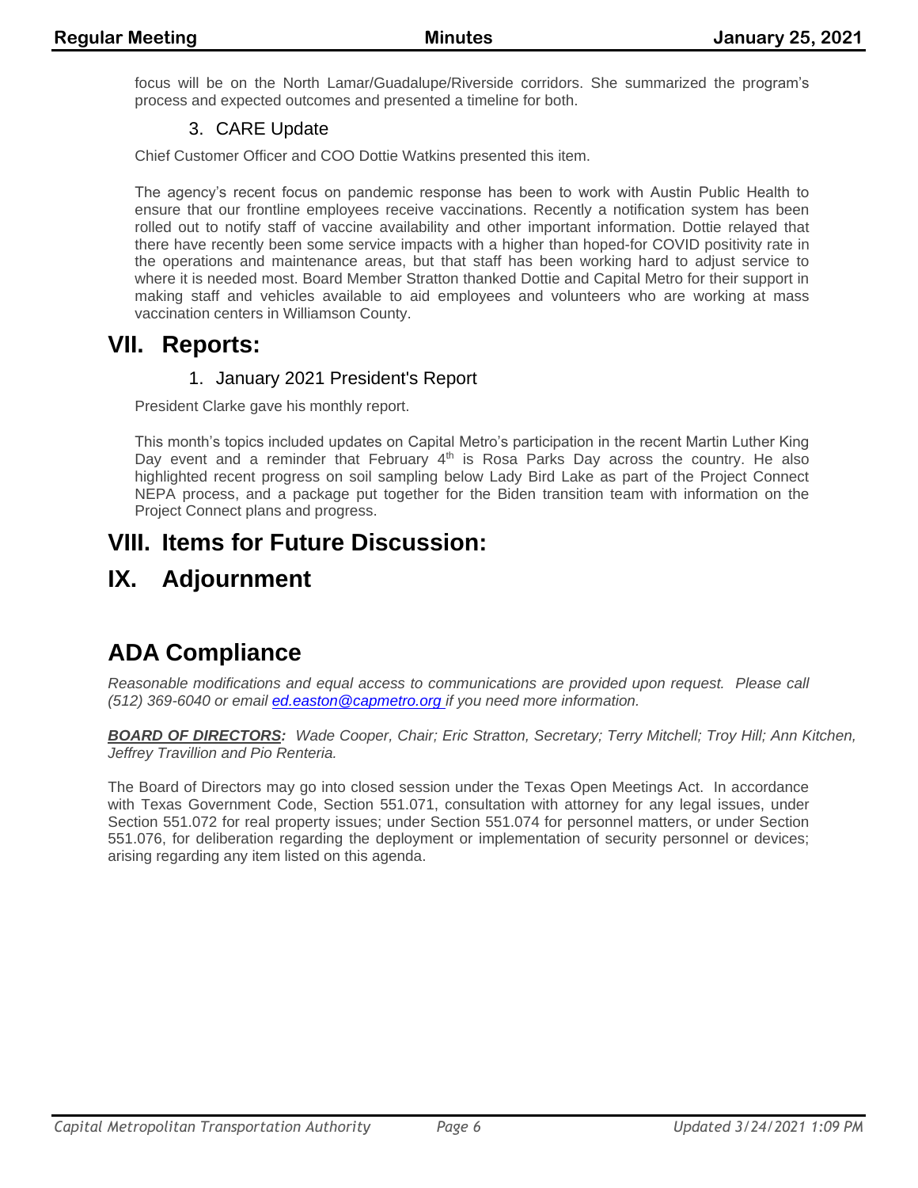focus will be on the North Lamar/Guadalupe/Riverside corridors. She summarized the program's process and expected outcomes and presented a timeline for both.

### 3. CARE Update

Chief Customer Officer and COO Dottie Watkins presented this item.

The agency's recent focus on pandemic response has been to work with Austin Public Health to ensure that our frontline employees receive vaccinations. Recently a notification system has been rolled out to notify staff of vaccine availability and other important information. Dottie relayed that there have recently been some service impacts with a higher than hoped-for COVID positivity rate in the operations and maintenance areas, but that staff has been working hard to adjust service to where it is needed most. Board Member Stratton thanked Dottie and Capital Metro for their support in making staff and vehicles available to aid employees and volunteers who are working at mass vaccination centers in Williamson County.

## VII. Reports:

### 1. January 2021 President's Report

President Clarke gave his monthly report.

This month's topics included updates on Capital Metro's participation in the recent Martin Luther King Day event and a reminder that February 4th is Rosa Parks Day across the country. He also highlighted recent progress on soil sampling below Lady Bird Lake as part of the Project Connect NEPA process, and a package put together for the Biden transition team with information on the Project Connect plans and progress.

## VIII. Items for Future Discussion:

## IX. Adjournment

## ADA Compliance

*Reasonable modifications and equal access to communications are provided upon request. Please call (512) 369-6040 or email ed.easton@capmetro.org if you need more information.*

***BOARD OF DIRECTORS:*** *Wade Cooper, Chair; Eric Stratton, Secretary; Terry Mitchell; Troy Hill; Ann Kitchen, Jeffrey Travillion and Pio Renteria.*

The Board of Directors may go into closed session under the Texas Open Meetings Act. In accordance with Texas Government Code, Section 551.071, consultation with attorney for any legal issues, under Section 551.072 for real property issues; under Section 551.074 for personnel matters, or under Section 551.076, for deliberation regarding the deployment or implementation of security personnel or devices; arising regarding any item listed on this agenda.